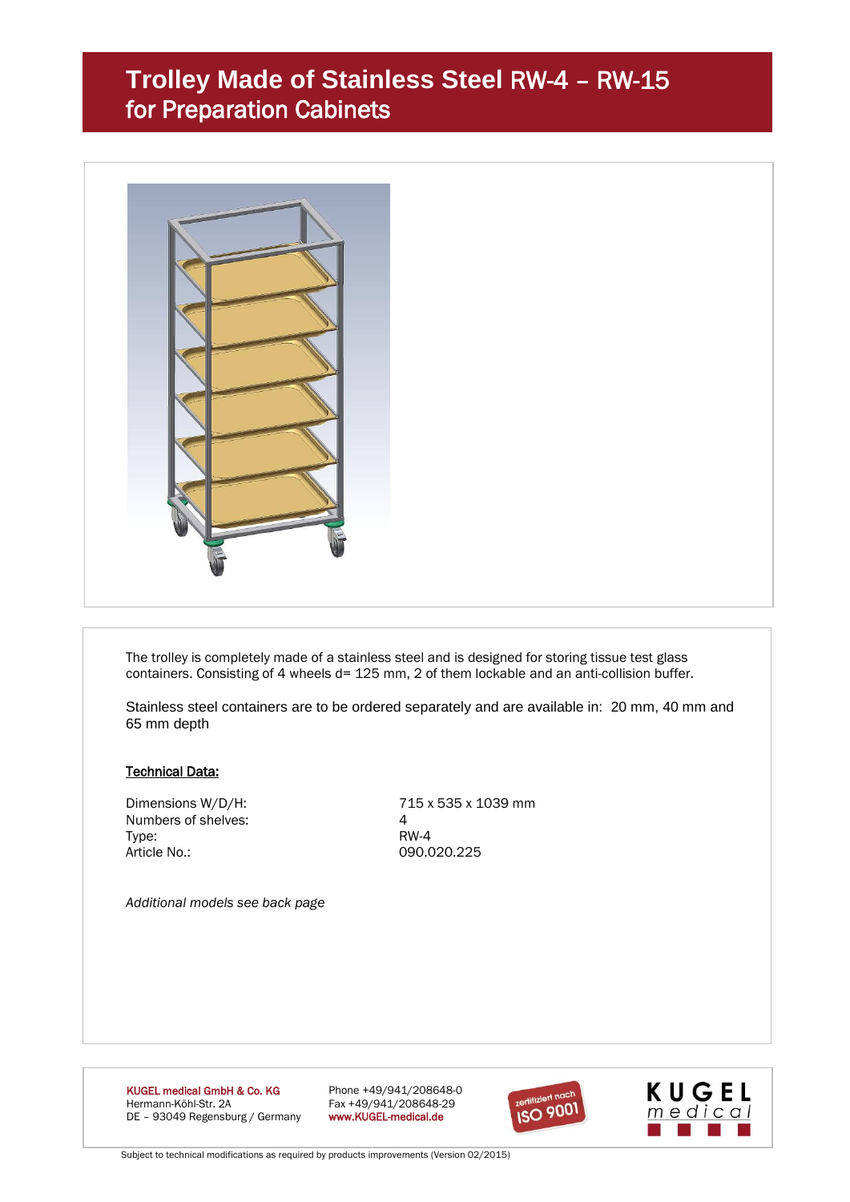# Trolley Made of Stainless Steel RW-4 – RW-15
## for Preparation Cabinets

The trolley is completely made of a stainless steel and is designed for storing tissue test glass containers. Consisting of 4 wheels d= 125 mm, 2 of them lockable and an anti-collision buffer.

Stainless steel containers are to be ordered separately and are available in: 20 mm, 40 mm and 65 mm depth

**Technical Data:**

| | |
|---|---|
| Dimensions W/D/H: | 715 x 535 x 1039 mm |
| Numbers of shelves: | 4 |
| Type: | RW-4 |
| Article No.: | 090.020.225 |

*Additional models see back page*

**KUGEL medical GmbH & Co. KG**
Hermann-Köhl-Str. 2A
DE – 93049 Regensburg / Germany

Phone +49/941/208648-0
Fax +49/941/208648-29
www.KUGEL-medical.de

zertifiziert nach ISO 9001

KUGEL medical

Subject to technical modifications as required by products improvements (Version 02/2015)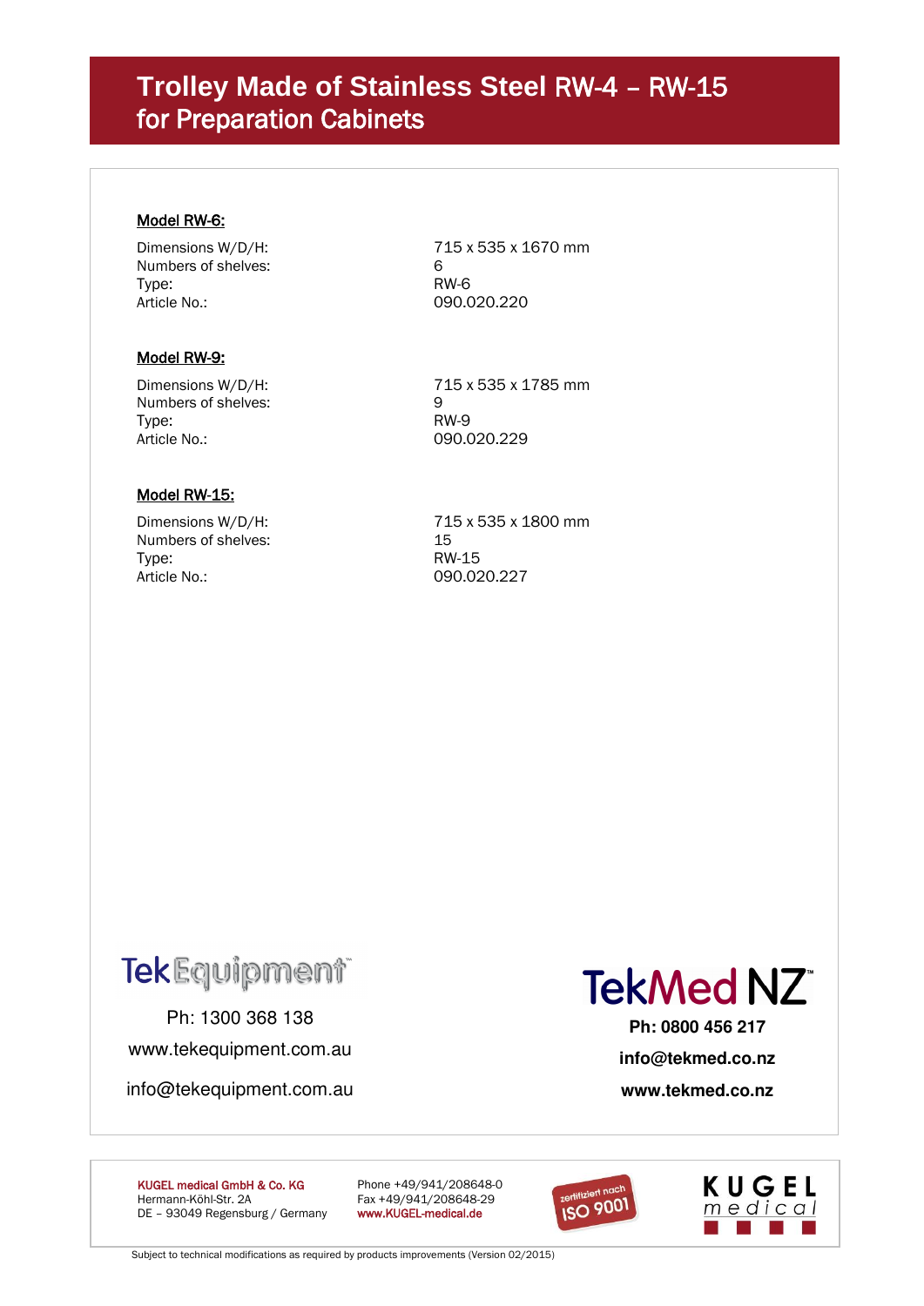# Trolley Made of Stainless Steel RW-4 – RW-15 for Preparation Cabinets

**Model RW-6:**

| | |
|---|---|
| Dimensions W/D/H: | 715 x 535 x 1670 mm |
| Numbers of shelves: | 6 |
| Type: | RW-6 |
| Article No.: | 090.020.220 |

**Model RW-9:**

| | |
|---|---|
| Dimensions W/D/H: | 715 x 535 x 1785 mm |
| Numbers of shelves: | 9 |
| Type: | RW-9 |
| Article No.: | 090.020.229 |

**Model RW-15:**

| | |
|---|---|
| Dimensions W/D/H: | 715 x 535 x 1800 mm |
| Numbers of shelves: | 15 |
| Type: | RW-15 |
| Article No.: | 090.020.227 |

TekEquipment

Ph: 1300 368 138

www.tekequipment.com.au

info@tekequipment.com.au

TekMed NZ

**Ph: 0800 456 217**

**info@tekmed.co.nz**

**www.tekmed.co.nz**

KUGEL medical GmbH & Co. KG
Hermann-Köhl-Str. 2A
DE – 93049 Regensburg / Germany

Phone +49/941/208648-0
Fax +49/941/208648-29
www.KUGEL-medical.de

zertifiziert nach ISO 9001

KUGEL medical

Subject to technical modifications as required by products improvements (Version 02/2015)